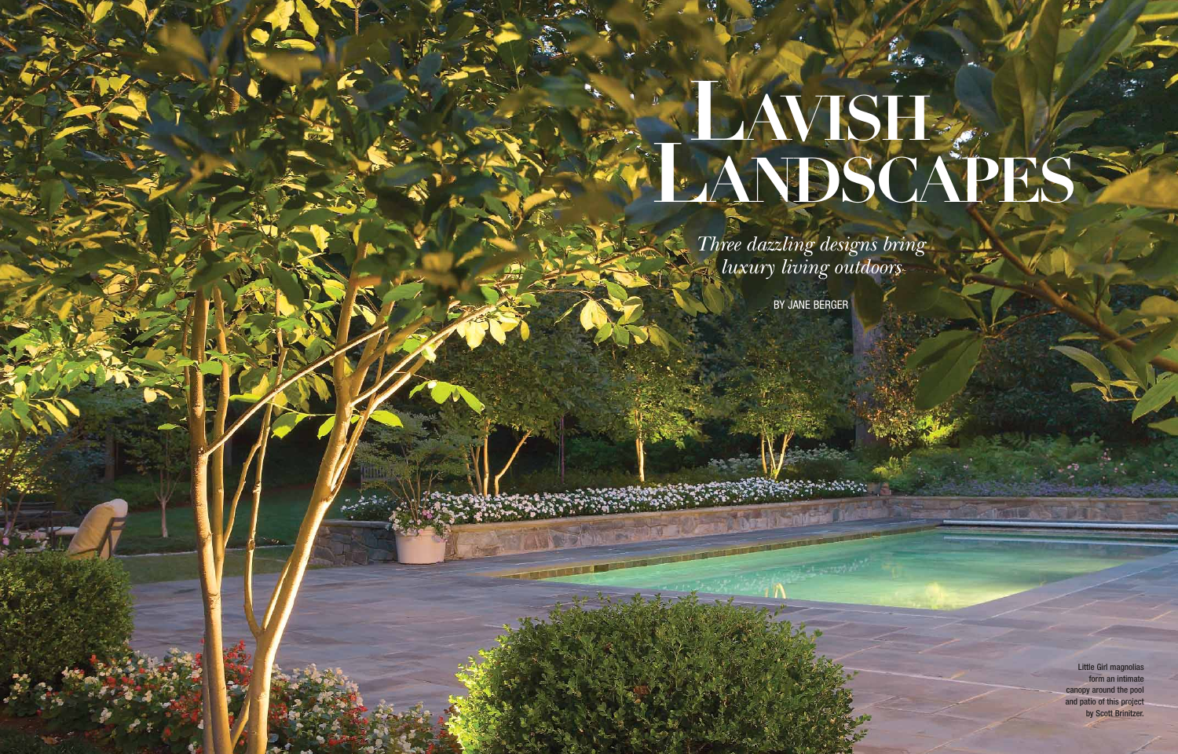# Lavish Landscapes

*Three dazzling designs bring luxury living outdoors*

BY JANE BERGER

Little Girl magnolias form an intimate canopy around the pool and patio of this project by Scott Brinitzer.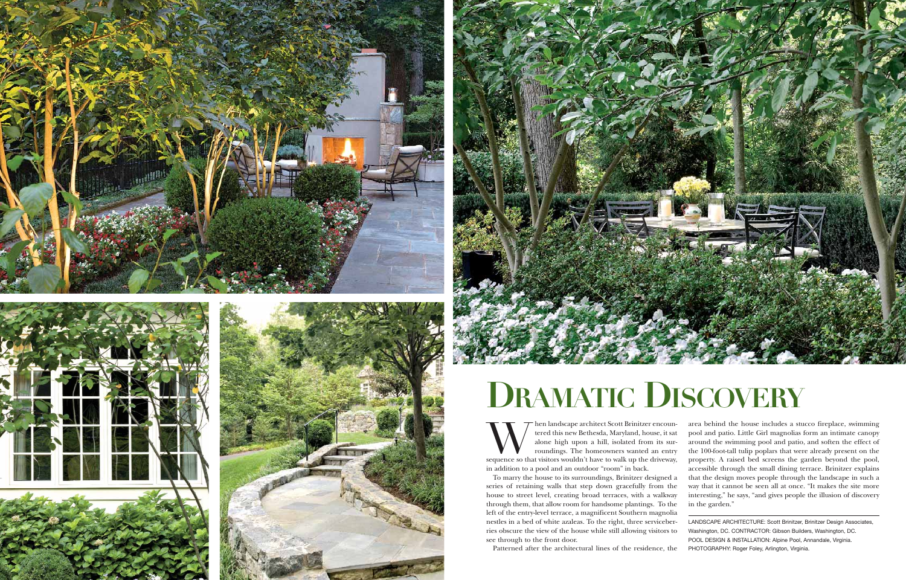# Dramatic Discovery

When landscape architect Scott Brinitzer encountered this new Bethesda, Maryland, house, it sat alone high upon a hill, isolated from its surroundings. The homeowners wanted an entry sequence so that visitors wouldn't have to walk up the driveway, in addition to a pool and an outdoor "room" in back.

To marry the house to its surroundings, Brinitzer designed a series of retaining walls that step down gracefully from the house to street level, creating broad terraces, with a walkway through them, that allow room for handsome plantings. To the left of the entry-level terrace, a magnificent Southern magnolia nestles in a bed of white azaleas. To the right, three serviceberries obscure the view of the house while still allowing visitors to see through to the front door.

Patterned after the architectural lines of the residence, the area behind the house includes a stucco fireplace, swimming pool and patio. Little Girl magnolias form an intimate canopy around the swimming pool and patio, and soften the effect of the 100-foot-tall tulip poplars that were already present on the property. A raised bed screens the garden beyond the pool, accessible through the small dining terrace. Brinitzer explains that the design moves people through the landscape in such a way that it cannot be seen all at once. "It makes the site more interesting," he says, "and gives people the illusion of discovery in the garden."

LANDSCAPE ARCHITECTURE: Scott Brinitzer, Brinitzer Design Associates, Washington, DC. CONTRACTOR: Gibson Builders, Washington, DC. POOL DESIGN & INSTALLATION: Alpine Pool, Annandale, Virginia. PHOTOGRAPHY: Roger Foley, Arlington, Virginia.